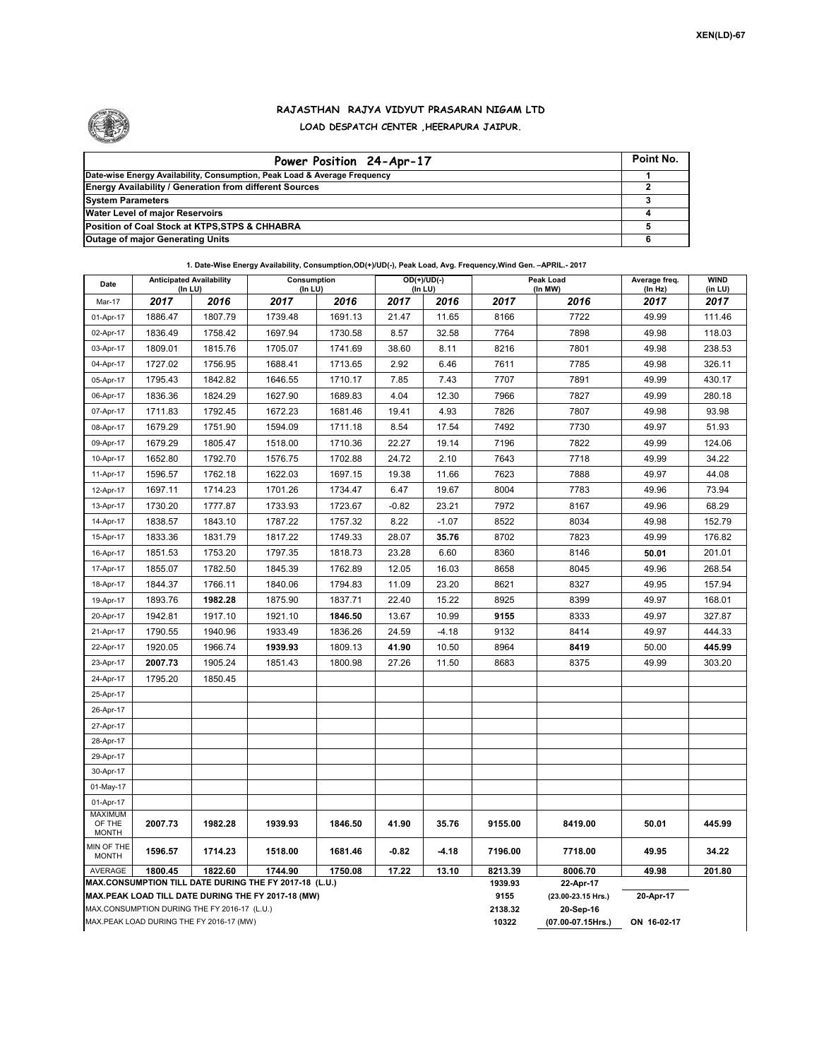XEN(LD)-67

# RAJASTHAN RAJYA VIDYUT PRASARAN NIGAM LTD

## LOAD DESPATCH CENTER ,HEERAPURA JAIPUR.

| Power Position 24-Apr-17 | Point No. |
|---|---|
| Date-wise Energy Availability, Consumption, Peak Load & Average Frequency | 1 |
| Energy Availability / Generation from different Sources | 2 |
| System Parameters | 3 |
| Water Level of major Reservoirs | 4 |
| Position of Coal Stock at KTPS,STPS & CHHABRA | 5 |
| Outage of major Generating Units | 6 |

**1. Date-Wise Energy Availability, Consumption,OD(+)/UD(-), Peak Load, Avg. Frequency,Wind Gen. –APRIL.- 2017**

| Date | Anticipated Availability (In LU) | | Consumption (In LU) | | OD(+)/UD(-) (In LU) | | Peak Load (In MW) | | Average freq. (In Hz) | WIND (in LU) |
|---|---|---|---|---|---|---|---|---|---|---|
| Mar-17 | 2017 | 2016 | 2017 | 2016 | 2017 | 2016 | 2017 | 2016 | 2017 | 2017 |
| 01-Apr-17 | 1886.47 | 1807.79 | 1739.48 | 1691.13 | 21.47 | 11.65 | 8166 | 7722 | 49.99 | 111.46 |
| 02-Apr-17 | 1836.49 | 1758.42 | 1697.94 | 1730.58 | 8.57 | 32.58 | 7764 | 7898 | 49.98 | 118.03 |
| 03-Apr-17 | 1809.01 | 1815.76 | 1705.07 | 1741.69 | 38.60 | 8.11 | 8216 | 7801 | 49.98 | 238.53 |
| 04-Apr-17 | 1727.02 | 1756.95 | 1688.41 | 1713.65 | 2.92 | 6.46 | 7611 | 7785 | 49.98 | 326.11 |
| 05-Apr-17 | 1795.43 | 1842.82 | 1646.55 | 1710.17 | 7.85 | 7.43 | 7707 | 7891 | 49.99 | 430.17 |
| 06-Apr-17 | 1836.36 | 1824.29 | 1627.90 | 1689.83 | 4.04 | 12.30 | 7966 | 7827 | 49.99 | 280.18 |
| 07-Apr-17 | 1711.83 | 1792.45 | 1672.23 | 1681.46 | 19.41 | 4.93 | 7826 | 7807 | 49.98 | 93.98 |
| 08-Apr-17 | 1679.29 | 1751.90 | 1594.09 | 1711.18 | 8.54 | 17.54 | 7492 | 7730 | 49.97 | 51.93 |
| 09-Apr-17 | 1679.29 | 1805.47 | 1518.00 | 1710.36 | 22.27 | 19.14 | 7196 | 7822 | 49.99 | 124.06 |
| 10-Apr-17 | 1652.80 | 1792.70 | 1576.75 | 1702.88 | 24.72 | 2.10 | 7643 | 7718 | 49.99 | 34.22 |
| 11-Apr-17 | 1596.57 | 1762.18 | 1622.03 | 1697.15 | 19.38 | 11.66 | 7623 | 7888 | 49.97 | 44.08 |
| 12-Apr-17 | 1697.11 | 1714.23 | 1701.26 | 1734.47 | 6.47 | 19.67 | 8004 | 7783 | 49.96 | 73.94 |
| 13-Apr-17 | 1730.20 | 1777.87 | 1733.93 | 1723.67 | -0.82 | 23.21 | 7972 | 8167 | 49.96 | 68.29 |
| 14-Apr-17 | 1838.57 | 1843.10 | 1787.22 | 1757.32 | 8.22 | -1.07 | 8522 | 8034 | 49.98 | 152.79 |
| 15-Apr-17 | 1833.36 | 1831.79 | 1817.22 | 1749.33 | 28.07 | **35.76** | 8702 | 7823 | 49.99 | 176.82 |
| 16-Apr-17 | 1851.53 | 1753.20 | 1797.35 | 1818.73 | 23.28 | 6.60 | 8360 | 8146 | **50.01** | 201.01 |
| 17-Apr-17 | 1855.07 | 1782.50 | 1845.39 | 1762.89 | 12.05 | 16.03 | 8658 | 8045 | 49.96 | 268.54 |
| 18-Apr-17 | 1844.37 | 1766.11 | 1840.06 | 1794.83 | 11.09 | 23.20 | 8621 | 8327 | 49.95 | 157.94 |
| 19-Apr-17 | 1893.76 | **1982.28** | 1875.90 | 1837.71 | 22.40 | 15.22 | 8925 | 8399 | 49.97 | 168.01 |
| 20-Apr-17 | 1942.81 | 1917.10 | 1921.10 | **1846.50** | 13.67 | 10.99 | **9155** | 8333 | 49.97 | 327.87 |
| 21-Apr-17 | 1790.55 | 1940.96 | 1933.49 | 1836.26 | 24.59 | -4.18 | 9132 | 8414 | 49.97 | 444.33 |
| 22-Apr-17 | 1920.05 | 1966.74 | **1939.93** | 1809.13 | **41.90** | 10.50 | 8964 | **8419** | 50.00 | **445.99** |
| 23-Apr-17 | **2007.73** | 1905.24 | 1851.43 | 1800.98 | 27.26 | 11.50 | 8683 | 8375 | 49.99 | 303.20 |
| 24-Apr-17 | 1795.20 | 1850.45 | | | | | | | | |
| 25-Apr-17 | | | | | | | | | | |
| 26-Apr-17 | | | | | | | | | | |
| 27-Apr-17 | | | | | | | | | | |
| 28-Apr-17 | | | | | | | | | | |
| 29-Apr-17 | | | | | | | | | | |
| 30-Apr-17 | | | | | | | | | | |
| 01-May-17 | | | | | | | | | | |
| 01-Apr-17 | | | | | | | | | | |
| MAXIMUM OF THE MONTH | **2007.73** | **1982.28** | **1939.93** | **1846.50** | **41.90** | **35.76** | **9155.00** | **8419.00** | **50.01** | **445.99** |
| MIN OF THE MONTH | **1596.57** | **1714.23** | **1518.00** | **1681.46** | **-0.82** | **-4.18** | **7196.00** | **7718.00** | **49.95** | **34.22** |
| AVERAGE | **1800.45** | **1822.60** | **1744.90** | **1750.08** | **17.22** | **13.10** | **8213.39** | **8006.70** | **49.98** | **201.80** |

| | | | |
|---|---|---|---|
| **MAX.CONSUMPTION TILL DATE DURING THE FY 2017-18 (L.U.)** | **1939.93** | **22-Apr-17** | |
| **MAX.PEAK LOAD TILL DATE DURING THE FY 2017-18 (MW)** | **9155** | **(23.00-23.15 Hrs.)** | **20-Apr-17** |
| MAX.CONSUMPTION DURING THE FY 2016-17 (L.U.) | **2138.32** | **20-Sep-16** | |
| MAX.PEAK LOAD DURING THE FY 2016-17 (MW) | **10322** | **(07.00-07.15Hrs.)** | **ON 16-02-17** |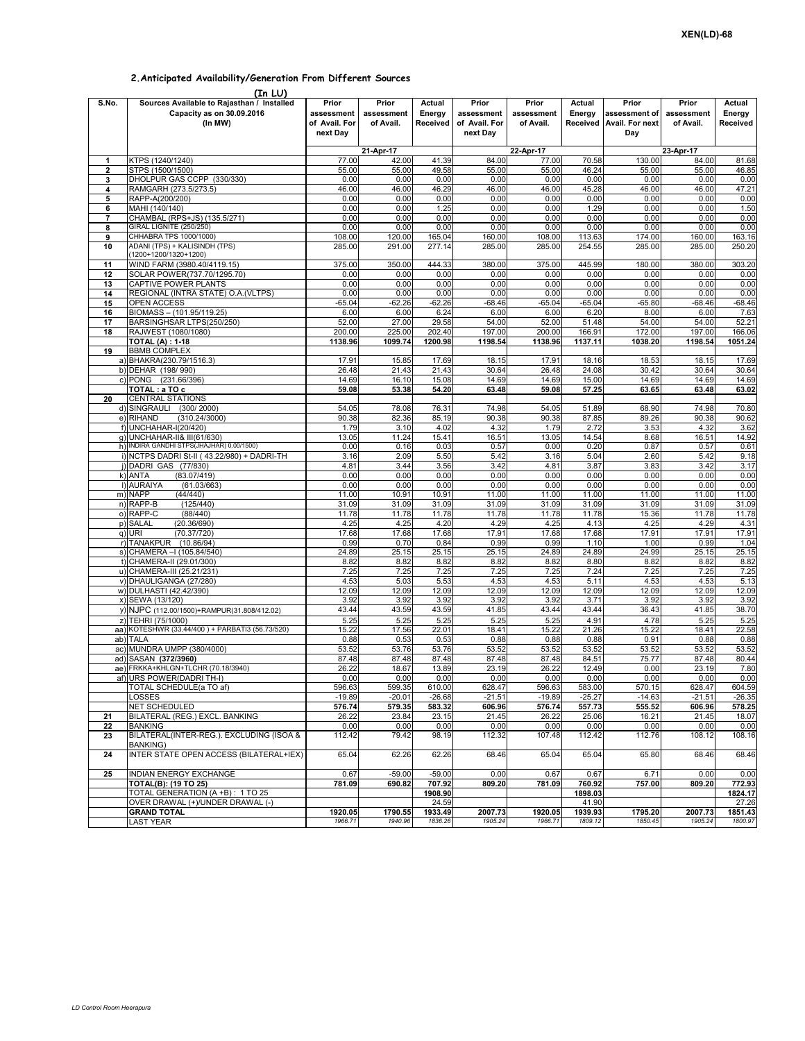## 2. Anticipated Availability/Generation From Different Sources

(In LU)

| S.No. | Sources Available to Rajasthan / Installed Capacity as on 30.09.2016 (In MW) | Prior assessment of Avail. For next Day | Prior assessment of Avail. | Actual Energy Received | Prior assessment of Avail. For next Day | Prior assessment of Avail. | Actual Energy Received | Prior assessment of Avail. For next Day | Prior assessment of Avail. | Actual Energy Received |
|---|---|---|---|---|---|---|---|---|---|---|
| | | 21-Apr-17 | | | 22-Apr-17 | | | 23-Apr-17 | | |
| 1 | KTPS (1240/1240) | 77.00 | 42.00 | 41.39 | 84.00 | 77.00 | 70.58 | 130.00 | 84.00 | 81.68 |
| 2 | STPS (1500/1500) | 55.00 | 55.00 | 49.58 | 55.00 | 55.00 | 46.24 | 55.00 | 55.00 | 46.85 |
| 3 | DHOLPUR GAS CCPP (330/330) | 0.00 | 0.00 | 0.00 | 0.00 | 0.00 | 0.00 | 0.00 | 0.00 | 0.00 |
| 4 | RAMGARH (273.5/273.5) | 46.00 | 46.00 | 46.29 | 46.00 | 46.00 | 45.28 | 46.00 | 46.00 | 47.21 |
| 5 | RAPP-A(200/200) | 0.00 | 0.00 | 0.00 | 0.00 | 0.00 | 0.00 | 0.00 | 0.00 | 0.00 |
| 6 | MAHI (140/140) | 0.00 | 0.00 | 1.25 | 0.00 | 0.00 | 1.29 | 0.00 | 0.00 | 1.50 |
| 7 | CHAMBAL (RPS+JS) (135.5/271) | 0.00 | 0.00 | 0.00 | 0.00 | 0.00 | 0.00 | 0.00 | 0.00 | 0.00 |
| 8 | GIRAL LIGNITE (250/250) | 0.00 | 0.00 | 0.00 | 0.00 | 0.00 | 0.00 | 0.00 | 0.00 | 0.00 |
| 9 | CHHABRA TPS 1000/1000) | 108.00 | 120.00 | 165.04 | 160.00 | 108.00 | 113.63 | 174.00 | 160.00 | 163.16 |
| 10 | ADANI (TPS) + KALISINDH (TPS) (1200+1200/1320+1200) | 285.00 | 291.00 | 277.14 | 285.00 | 285.00 | 254.55 | 285.00 | 285.00 | 250.20 |
| 11 | WIND FARM (3980.40/4119.15) | 375.00 | 350.00 | 444.33 | 380.00 | 375.00 | 445.99 | 180.00 | 380.00 | 303.20 |
| 12 | SOLAR POWER(737.70/1295.70) | 0.00 | 0.00 | 0.00 | 0.00 | 0.00 | 0.00 | 0.00 | 0.00 | 0.00 |
| 13 | CAPTIVE POWER PLANTS | 0.00 | 0.00 | 0.00 | 0.00 | 0.00 | 0.00 | 0.00 | 0.00 | 0.00 |
| 14 | REGIONAL (INTRA STATE) O.A.(VLTPS) | 0.00 | 0.00 | 0.00 | 0.00 | 0.00 | 0.00 | 0.00 | 0.00 | 0.00 |
| 15 | OPEN ACCESS | -65.04 | -62.26 | -62.26 | -68.46 | -65.04 | -65.04 | -65.80 | -68.46 | -68.46 |
| 16 | BIOMASS – (101.95/119.25) | 6.00 | 6.00 | 6.24 | 6.00 | 6.00 | 6.20 | 8.00 | 6.00 | 7.63 |
| 17 | BARSINGHSAR LTPS(250/250) | 52.00 | 27.00 | 29.58 | 54.00 | 52.00 | 51.48 | 54.00 | 54.00 | 52.21 |
| 18 | RAJWEST (1080/1080) | 200.00 | 225.00 | 202.40 | 197.00 | 200.00 | 166.91 | 172.00 | 197.00 | 166.06 |
| | **TOTAL (A) : 1-18** | **1138.96** | **1099.74** | **1200.98** | **1198.54** | **1138.96** | **1137.11** | **1038.20** | **1198.54** | **1051.24** |
| 19 | BBMB COMPLEX | | | | | | | | | |
| | a) BHAKRA(230.79/1516.3) | 17.91 | 15.85 | 17.69 | 18.15 | 17.91 | 18.16 | 18.53 | 18.15 | 17.69 |
| | b) DEHAR (198/ 990) | 26.48 | 21.43 | 21.43 | 30.64 | 26.48 | 24.08 | 30.42 | 30.64 | 30.64 |
| | c) PONG (231.66/396) | 14.69 | 16.10 | 15.08 | 14.69 | 14.69 | 15.00 | 14.69 | 14.69 | 14.69 |
| | **TOTAL : a TO c** | **59.08** | **53.38** | **54.20** | **63.48** | **59.08** | **57.25** | **63.65** | **63.48** | **63.02** |
| 20 | CENTRAL STATIONS | | | | | | | | | |
| | d) SINGRAULI (300/ 2000) | 54.05 | 78.08 | 76.31 | 74.98 | 54.05 | 51.89 | 68.90 | 74.98 | 70.80 |
| | e) RIHAND (310.24/3000) | 90.38 | 82.36 | 85.19 | 90.38 | 90.38 | 87.85 | 89.26 | 90.38 | 90.62 |
| | f) UNCHAHAR-I(20/420) | 1.79 | 3.10 | 4.02 | 4.32 | 1.79 | 2.72 | 3.53 | 4.32 | 3.62 |
| | g) UNCHAHAR-II& III(61/630) | 13.05 | 11.24 | 15.41 | 16.51 | 13.05 | 14.54 | 8.68 | 16.51 | 14.92 |
| | h) INDIRA GANDHI STPS(JHAJHAR) 0.00/1500) | 0.00 | 0.16 | 0.03 | 0.57 | 0.00 | 0.20 | 0.87 | 0.57 | 0.61 |
| | i) NCTPS DADRI St-II ( 43.22/980) + DADRI-TH | 3.16 | 2.09 | 5.50 | 5.42 | 3.16 | 5.04 | 2.60 | 5.42 | 9.18 |
| | j) DADRI GAS (77/830) | 4.81 | 3.44 | 3.56 | 3.42 | 4.81 | 3.87 | 3.83 | 3.42 | 3.17 |
| | k) ANTA (83.07/419) | 0.00 | 0.00 | 0.00 | 0.00 | 0.00 | 0.00 | 0.00 | 0.00 | 0.00 |
| | l) AURAIYA (61.03/663) | 0.00 | 0.00 | 0.00 | 0.00 | 0.00 | 0.00 | 0.00 | 0.00 | 0.00 |
| | m) NAPP (44/440) | 11.00 | 10.91 | 10.91 | 11.00 | 11.00 | 11.00 | 11.00 | 11.00 | 11.00 |
| | n) RAPP-B (125/440) | 31.09 | 31.09 | 31.09 | 31.09 | 31.09 | 31.09 | 31.09 | 31.09 | 31.09 |
| | o) RAPP-C (88/440) | 11.78 | 11.78 | 11.78 | 11.78 | 11.78 | 11.78 | 15.36 | 11.78 | 11.78 |
| | p) SALAL (20.36/690) | 4.25 | 4.25 | 4.20 | 4.29 | 4.25 | 4.13 | 4.25 | 4.29 | 4.31 |
| | q) URI (70.37/720) | 17.68 | 17.68 | 17.68 | 17.91 | 17.68 | 17.68 | 17.91 | 17.91 | 17.91 |
| | r) TANAKPUR (10.86/94) | 0.99 | 0.70 | 0.84 | 0.99 | 0.99 | 1.10 | 1.00 | 0.99 | 1.04 |
| | s) CHAMERA –I (105.84/540) | 24.89 | 25.15 | 25.15 | 25.15 | 24.89 | 24.89 | 24.99 | 25.15 | 25.15 |
| | t) CHAMERA-II (29.01/300) | 8.82 | 8.82 | 8.82 | 8.82 | 8.82 | 8.80 | 8.82 | 8.82 | 8.82 |
| | u) CHAMERA-III (25.21/231) | 7.25 | 7.25 | 7.25 | 7.25 | 7.25 | 7.24 | 7.25 | 7.25 | 7.25 |
| | v) DHAULIGANGA (27/280) | 4.53 | 5.03 | 5.53 | 4.53 | 4.53 | 5.11 | 4.53 | 4.53 | 5.13 |
| | w) DULHASTI (42.42/390) | 12.09 | 12.09 | 12.09 | 12.09 | 12.09 | 12.09 | 12.09 | 12.09 | 12.09 |
| | x) SEWA (13/120) | 3.92 | 3.92 | 3.92 | 3.92 | 3.92 | 3.71 | 3.92 | 3.92 | 3.92 |
| | y) NJPC (112.00/1500)+RAMPUR(31.808/412.02) | 43.44 | 43.59 | 43.59 | 41.85 | 43.44 | 43.44 | 36.43 | 41.85 | 38.70 |
| | z) TEHRI (75/1000) | 5.25 | 5.25 | 5.25 | 5.25 | 5.25 | 4.91 | 4.78 | 5.25 | 5.25 |
| | aa) KOTESHWR (33.44/400 ) + PARBATI3 (56.73/520) | 15.22 | 17.56 | 22.01 | 18.41 | 15.22 | 21.26 | 15.22 | 18.41 | 22.58 |
| | ab) TALA | 0.88 | 0.53 | 0.53 | 0.88 | 0.88 | 0.88 | 0.91 | 0.88 | 0.88 |
| | ac) MUNDRA UMPP (380/4000) | 53.52 | 53.76 | 53.76 | 53.52 | 53.52 | 53.52 | 53.52 | 53.52 | 53.52 |
| | ad) SASAN **(372/3960)** | 87.48 | 87.48 | 87.48 | 87.48 | 87.48 | 84.51 | 75.77 | 87.48 | 80.44 |
| | ae) FRKKA+KHLGN+TLCHR (70.18/3940) | 26.22 | 18.67 | 13.89 | 23.19 | 26.22 | 12.49 | 0.00 | 23.19 | 7.80 |
| | af) URS POWER(DADRI TH-I) | 0.00 | 0.00 | 0.00 | 0.00 | 0.00 | 0.00 | 0.00 | 0.00 | 0.00 |
| | TOTAL SCHEDULE(a TO af) | 596.63 | 599.35 | 610.00 | 628.47 | 596.63 | 583.00 | 570.15 | 628.47 | 604.59 |
| | LOSSES | -19.89 | -20.01 | -26.68 | -21.51 | -19.89 | -25.27 | -14.63 | -21.51 | -26.35 |
| | **NET SCHEDULED** | **576.74** | **579.35** | **583.32** | **606.96** | **576.74** | **557.73** | **555.52** | **606.96** | **578.25** |
| 21 | BILATERAL (REG.) EXCL. BANKING | 26.22 | 23.84 | 23.15 | 21.45 | 26.22 | 25.06 | 16.21 | 21.45 | 18.07 |
| 22 | BANKING | 0.00 | 0.00 | 0.00 | 0.00 | 0.00 | 0.00 | 0.00 | 0.00 | 0.00 |
| 23 | BILATERAL(INTER-REG.). EXCLUDING (ISOA & BANKING) | 112.42 | 79.42 | 98.19 | 112.32 | 107.48 | 112.42 | 112.76 | 108.12 | 108.16 |
| 24 | INTER STATE OPEN ACCESS (BILATERAL+IEX) | 65.04 | 62.26 | 62.26 | 68.46 | 65.04 | 65.04 | 65.80 | 68.46 | 68.46 |
| 25 | INDIAN ENERGY EXCHANGE | 0.67 | -59.00 | -59.00 | 0.00 | 0.67 | 0.67 | 6.71 | 0.00 | 0.00 |
| | **TOTAL(B): (19 TO 25)** | **781.09** | **690.82** | **707.92** | **809.20** | **781.09** | **760.92** | **757.00** | **809.20** | **772.93** |
| | TOTAL GENERATION (A +B) : 1 TO 25 | | | **1908.90** | | | **1898.03** | | | **1824.17** |
| | OVER DRAWAL (+)/UNDER DRAWAL (-) | | | 24.59 | | | 41.90 | | | 27.26 |
| | **GRAND TOTAL** | **1920.05** | **1790.55** | **1933.49** | **2007.73** | **1920.05** | **1939.93** | **1795.20** | **2007.73** | **1851.43** |
| | LAST YEAR | *1966.71* | *1940.96* | *1836.26* | *1905.24* | *1966.71* | *1809.12* | *1850.45* | *1905.24* | *1800.97* |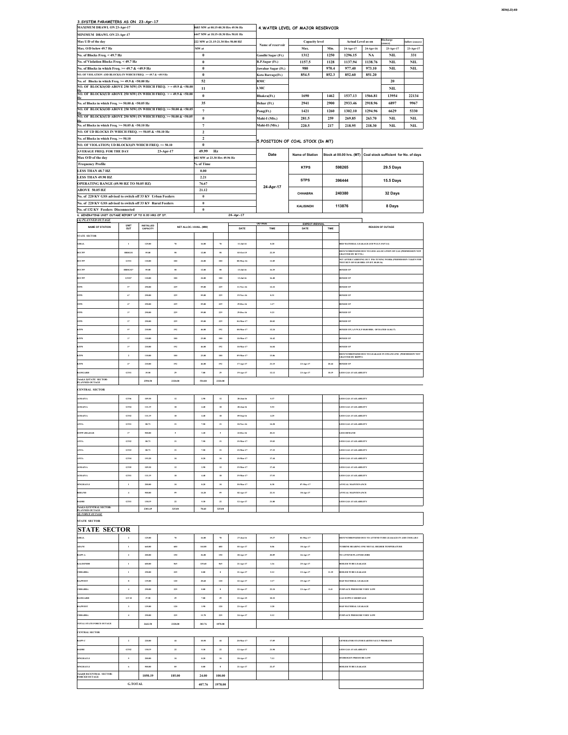## 3.SYSTEM PARAMETERS AS ON 23-Apr-17

| | | |
|---|---|---|
| MAXIMUM DRAWL ON 23-Apr-17 | | 8683 MW at 08.15-08.30 Hrs 49.96 Hz |
| MINIMUM DRAWL ON 23-Apr-17 | | 6447 MW at 18.15-18.30 Hrs 50.01 Hz |
| Max U/D of the day | | 222 MW at 21.15-21.30 Hrs 50.00 HZ |
| Max. O/D below 49.7 Hz | | MW at |
| No. of Blocks Freq. < 49.7 Hz | | 0 |
| No. of Violation Blocks Freq. < 49.7 Hz | | 0 |
| No. of Blocks in which Freq. >= 49.7 & <49.9 Hz | | 0 |
| NO. OF VIOLATION (OD BLOCKS) IN WHICH FREQ. >= 49.7 & <49.9 Hz | | 0 |
| No. of Blocks in which Freq. >= 49.9 & <50.00 Hz | | 52 |
| NO. OF BLOCKS(OD ABOVE 250 MW) IN WHICH FREQ. > = 49.9 & <50.00 Hz | | 11 |
| NO. OF BLOCKS(UD ABOVE 250 MW) IN WHICH FREQ. > = 49.9 & <50.00 Hz | | 0 |
| No. of Blocks in which Freq. >= 50.00 & <50.05 Hz | | 35 |
| NO. OF BLOCKS(OD ABOVE 250 MW) IN WHICH FREQ. >= 50.00 & <50.05 Hz | | 7 |
| NO. OF BLOCKS(UD ABOVE 250 MW) IN WHICH FREQ. >= 50.00 & <50.05 Hz | | 0 |
| No. of Blocks in which Freq. >= 50.05 & <50.10 Hz | | 7 |
| NO. OF UD BLOCKS IN WHICH FREQ. >= 50.05 & <50.10 Hz | | 2 |
| No. of Blocks in which Freq. >= 50.10 | | 2 |
| NO. OF VIOLATION( UD BLOCKS)IN WHICH FREQ. >= 50.10 | | 0 |
| AVERAGE FREQ. FOR THE DAY | 23-Apr-17 | 49.99 Hz |
| Max O/D of the day | | 602 MW at 23.30 Hrs 49.96 Hz |
| Frequency Profile | | % of Time |
| LESS THAN 48.7 HZ | | 0.00 |
| LESS THAN 49.90 HZ | | 2.21 |
| OPERATING RANGE (49.90 HZ TO 50.05 HZ) | | 76.67 |
| ABOVE 50.05 HZ | | 21.12 |
| No. of 220 KV GSS advised to switch off 33 KV Urban Feeders | | 0 |
| No. of 220 KV GSS advised to switch off 33 KV Rural Feeders | | 0 |
| No. of 132 KV Feeders Disconnected | | 0 |

## 4.WATER LEVEL OF MAJOR RESERVOIR

| Name of reservoir | Capacity level Max. | Capacity level Min. | Actual Level as on 24-Apr-17 | Actual Level as on 24-Apr-16 | Discharge (cusecs) 23-Apr-17 | Inflow (cusecs) 23-Apr-17 |
|---|---|---|---|---|---|---|
| Gandhi Sagar (Ft.) | 1312 | 1250 | 1296.15 | NA | NIL | 331 |
| R.P.Sagar (Ft.) | 1157.5 | 1128 | 1137.94 | 1138.76 | NIL | NIL |
| Jawahar Sagar (Ft.) | 980 | 970.4 | 977.40 | 973.10 | NIL | NIL |
| Kota Barrage(Ft.) | 854.5 | 852.3 | 852.60 | 851.20 | | |
| RMC | | | | | 20 | |
| LMC | | | | | NIL | |
| Bhakra(Ft.) | 1690 | 1462 | 1537.13 | 1566.81 | 13954 | 22134 |
| Dehar (Ft.) | 2941 | 2900 | 2933.46 | 2918.96 | 6897 | 9967 |
| Pong(Ft.) | 1421 | 1260 | 1302.10 | 1294.96 | 6629 | 5330 |
| Mahi-I (Mts.) | 281.5 | 259 | 269.85 | 263.70 | NIL | NIL |
| Mahi-II (Mts.) | 220.5 | 217 | 218.95 | 218.30 | NIL | NIL |

## 5 POSITION OF COAL STOCK (In MT)

| Date | Name of Station | Stock at 00.00 hrs. (MT) | Coal stock sufficient for No. of days |
|---|---|---|---|
| 24-Apr-17 | KTPS | 598265 | 29.5 Days |
| | STPS | 396444 | 15.5 Days |
| | CHHABRA | 240380 | 32 Days |
| | KALISINDH | 113876 | 8 Days |

## 6. GENERATING UNIT OUTAGE REPORT UP TO 8.00 HRS OF DT. 24-Apr-17

### (A) PLANNED OUTAGE

| NAME OF STATION | UNIT OUT | INSTALLED CAPACITY | NET ALLOC./ AVAIL. (MW) | | | | OUTAGE DATE | OUTAGE TIME | EXPECT.REVIVAL DATE | EXPECT.REVIVAL TIME | REASON OF OUTAGE |
|---|---|---|---|---|---|---|---|---|---|---|---|
| **STATE SECTOR** | | | | | | | | | | | |
| GIRAL | 1 | 125.00 | 70 | 16.80 | 70 | | 11-Jul-14 | 8.20 | | | BED MATERIAL LEAKAGE (S/D W.E.F.19.07.14) |
| DCCPP | HRSG#1 | 95.00 | 90 | 12.00 | 90 | | 03-Oct-15 | 21.39 | | | DESYNCHRONIZED DUE TO LESS ALLOCATION OF GAS (PERMISSION NOT GRANTED BY RUVNL) |
| DCCPP | GT#1 | 110.00 | 100 | 24.00 | 100 | | 08-May-16 | 11.05 | | | SET AFTER CARRYING OUT PSS TUNING WORK (PERMISSION TAKEN FOR TEST RUN OF 01.00 HRS. ON DT. 08.05.16) |
| DCCPP | HRSG#2* | 95.00 | 90 | 12.00 | 90 | | 13-Jul-16 | 16.39 | | | BOXED UP |
| DCCPP | GT#2* | 110.00 | 100 | 24.00 | 100 | | 13-Jul-16 | 16.48 | | | BOXED UP |
| STPS | 5* | 250.00 | 229 | 59.00 | 229 | | 11-Nov-16 | 12.32 | | | BOXED UP |
| STPS | 6* | 250.00 | 229 | 59.00 | 229 | | 19-Nov-16 | 8.31 | | | BOXED UP |
| STPS | 4* | 250.00 | 229 | 59.00 | 229 | | 29-Dec-16 | 1.17 | | | BOXED UP |
| STPS | 3* | 250.00 | 229 | 59.00 | 229 | | 29-Dec-16 | 0.23 | | | BOXED UP |
| STPS | 2* | 250.00 | 229 | 59.00 | 229 | | 04-Mar-17 | 20.02 | | | BOXED UP |
| KTPS | 5* | 210.00 | 192 | 46.00 | 192 | | 08-Mar-17 | 12.24 | | | BOXED UP( A/S W.E.F 00.00 HRS. OF DATED 14.04.17) |
| KTPS | 1* | 110.00 | 100 | 23.00 | 100 | | 10-Mar-17 | 14.42 | | | BOXED UP |
| KTPS | 3* | 210.00 | 192 | 46.00 | 192 | | 10-Mar-17 | 16.04 | | | BOXED UP |
| KTPS | 2 | 110.00 | 100 | 23.00 | 100 | | 09-Mar-17 | 13.06 | | | DESYNCHRONIZED DUE TO LEAKAGE IN STEAM LINE (PERMISSION NOT GRANTED BY RDPPC) |
| KTPS | 4* | 210.00 | 192 | 46.00 | 192 | | 17-Apr-17 | 21.19 | 23-Apr-17 | 20.44 | BOXED UP |
| RAMGARH | GT#1 | 35.50 | 29 | 7.00 | 29 | | 19-Apr-17 | 12.12 | 23-Apr-17 | 10.19 | LESS GAS AVAILABILITY |
| Total(A I)STATE SECTOR-PLANNED OUTAGE | | 2590.50 | 2320.00 | 554.80 | 2320.00 | | | | | | |
| **CENTRAL SECTOR** | | | | | | | | | | | |
| AURAIYA | GT#6 | 109.30 | 12 | 2.90 | 12 | | 20-Jun-16 | 5.37 | | | LESS GAS AVAILABILITY |
| AURAIYA | GT#4 | 111.19 | 18 | 4.40 | 18 | | 20-Jun-16 | 5.53 | | | LESS GAS AVAILABILITY |
| AURAIYA | GT#2 | 111.19 | 18 | 4.40 | 18 | | 09-Sep-16 | 4.25 | | | LESS GAS AVAILABILITY |
| ANTA | GT#1 | 88.71 | 31 | 7.50 | 31 | | 18-Nov-16 | 14.20 | | | LESS GAS AVAILABILITY |
| ISTPP-JHAJJAR | 3* | 500.00 | 5 | 1.20 | 5 | | 22-Dec-16 | 20.21 | | | LESS DEMAND |
| ANTA | GT#2 | 88.71 | 31 | 7.50 | 31 | | 19-Mar-17 | 19.03 | | | LESS GAS AVAILABILITY |
| ANTA | GT#3 | 88.71 | 31 | 7.50 | 31 | | 19-Mar-17 | 17.53 | | | LESS GAS AVAILABILITY |
| ANTA | GT#4 | 153.20 | 34 | 8.20 | 34 | | 19-Mar-17 | 17.44 | | | LESS GAS AVAILABILITY |
| AURAIYA | GT#5 | 109.30 | 12 | 2.90 | 12 | | 19-Mar-17 | 17.44 | | | LESS GAS AVAILABILITY |
| AURAIYA | GT#1 | 111.19 | 18 | 4.40 | 18 | | 19-Mar-17 | 17.53 | | | LESS GAS AVAILABILITY |
| SINGRAULI | 1 | 200.00 | 34 | 8.20 | 34 | | 30-Mar-17 | 0.38 | 07-May-17 | | ANNUAL MAINTENANCE |
| RIHAND | 4 | 500.00 | 59 | 14.20 | 59 | | 02-Apr-17 | 22.31 | 30-Apr-17 | | ANNUAL MAINTENANCE |
| DADRI | GT#1 | 130.19 | 22 | 5.30 | 22 | | 12-Apr-17 | 21.08 | | | LESS GAS AVAILABILITY |
| Total(A-I)CENTRAL SECTOR-PLANNED OUTAGE | | 2301.69 | 325.00 | 78.60 | 325.00 | | | | | | |

### (B) FORCE OUTAGE

| NAME OF STATION | UNIT OUT | INSTALLED CAPACITY | NET ALLOC./ AVAIL. (MW) | | | | OUTAGE DATE | OUTAGE TIME | EXPECT.REVIVAL DATE | EXPECT.REVIVAL TIME | REASON OF OUTAGE |
|---|---|---|---|---|---|---|---|---|---|---|---|
| **STATE SECTOR** | | | | | | | | | | | |
| GIRAL | 2 | 125.00 | 70 | 16.80 | 70 | | 27-Jan-16 | 15.27 | 01-May-17 | | DESYNCHRONIZED DUE TO ATTEND TUBE LEAKAGE IN ASH COOLAR-5 |
| ADANI | 1 | 660.00 | 600 | 144.00 | 600 | | 05-Apr-17 | 8.06 | 30-Apr-17 | | TURBINE BEARING ONE METAL HIGHER TEMPERATURE |
| RAPP-A | 2 | 200.00 | 150 | 36.00 | 150 | | 20-Apr-17 | 20.09 | 26-Apr-17 | | TO ATTEND PLANNED JOBS |
| KALISINDH | 1 | 600.00 | 565 | 135.60 | 565 | | 21-Apr-17 | 3.16 | 25-Apr-17 | | BOILER TUBE LEAKAGE |
| CHHABRA | 1 | 250.00 | 225 | 0.00 | 0 | | 21-Apr-17 | 8.12 | 23-Apr-17 | 11.39 | BOILER TUBE LEAKAGE |
| RAJWEST | 8 | 135.00 | 120 | 28.60 | 120 | | 22-Apr-17 | 3.17 | 25-Apr-17 | | BAD MATERIAL LEAKAGE |
| CHHABRA | 4 | 250.00 | 225 | 0.00 | 0 | | 22-Apr-17 | 21.24 | 23-Apr-17 | 0.41 | FURNACE PRESSURE VERY LOW |
| RAMGARH | GT #2 | 37.50 | 29 | 7.00 | 29 | | 23-Apr-15 | 18.32 | | | GAS SUPPLY SHORTAGE |
| RAJWEST | 5 | 135.00 | 120 | 3.98 | 120 | | 23-Apr-17 | 3.28 | | | BAD MATERIAL LEAKAGE |
| CHHABRA | 4 | 250.00 | 225 | 11.78 | 225 | | 24-Apr-17 | 5.12 | | | FURNACE PRESSURE VERY LOW |
| TOTAL STATE FORCE OUTAGE | | 2642.50 | 2328.00 | 383.76 | 1878.00 | | | | | | |
| **CENTRAL SECTOR** | | | | | | | | | | | |
| RAPP-C | 2 | 220.00 | 44 | 10.50 | 44 | | 20-Mar-17 | 17.09 | | | GENERATOR STATOR EARTH FAULT PROBLEM |
| DADRI | GT#2 | 130.19 | 22 | 5.30 | 22 | | 12-Apr-17 | 21.08 | | | LESS GAS AVAILABILITY |
| SINGRAULI | 5 | 200.00 | 34 | 8.20 | 34 | | 18-Apr-17 | 7.13 | | | HYDROGEN PRESSURE LOW |
| SINGRAULI | 6 | 500.00 | 85 | 0.00 | 0 | | 21-Apr-17 | 22.47 | | | BOILER TUBE LEAKAGE |
| Total(B II)CENTRAL SECTOR-FORCED OUTAGE | | 1050.19 | 185.00 | 24.00 | 100.00 | | | | | | |
| G.TOTAL | | | | 407.76 | 1978.00 | | | | | | |